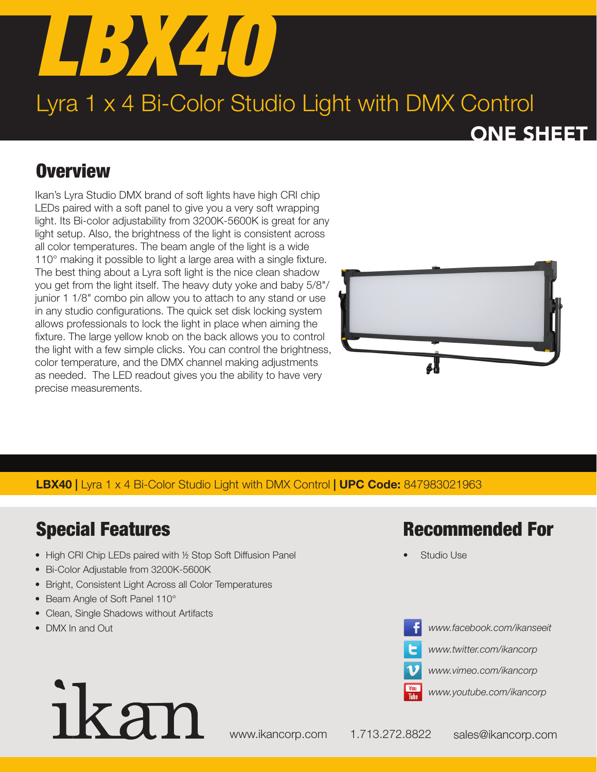# LBX40

## Lyra 1 x 4 Bi-Color Studio Light with DMX Control

ONE SHEET

## Overview

Ikan's Lyra Studio DMX brand of soft lights have high CRI chip LEDs paired with a soft panel to give you a very soft wrapping light. Its Bi-color adjustability from 3200K-5600K is great for any light setup. Also, the brightness of the light is consistent across all color temperatures. The beam angle of the light is a wide 110° making it possible to light a large area with a single fixture. The best thing about a Lyra soft light is the nice clean shadow you get from the light itself. The heavy duty yoke and baby 5/8"/ junior 1 1/8" combo pin allow you to attach to any stand or use in any studio configurations. The quick set disk locking system allows professionals to lock the light in place when aiming the fixture. The large yellow knob on the back allows you to control the light with a few simple clicks. You can control the brightness, color temperature, and the DMX channel making adjustments as needed. The LED readout gives you the ability to have very precise measurements.

**LBX40 |** Lyra 1 x 4 Bi-Color Studio Light with DMX Control **| UPC Code:** 847983021963

## Special Features

- High CRI Chip LEDs paired with ½ Stop Soft Diffusion Panel
- Bi-Color Adjustable from 3200K-5600K
- Bright, Consistent Light Across all Color Temperatures
- Beam Angle of Soft Panel 110°
- Clean, Single Shadows without Artifacts
- DMX In and Out

## Recommended For

- Studio Use

*www.facebook.com/ikanseeit*

*www.twitter.com/ikancorp*

*www.vimeo.com/ikancorp*

*www.youtube.com/ikancorp*

ikan

www.ikancorp.com 1.713.272.8822 sales@ikancorp.com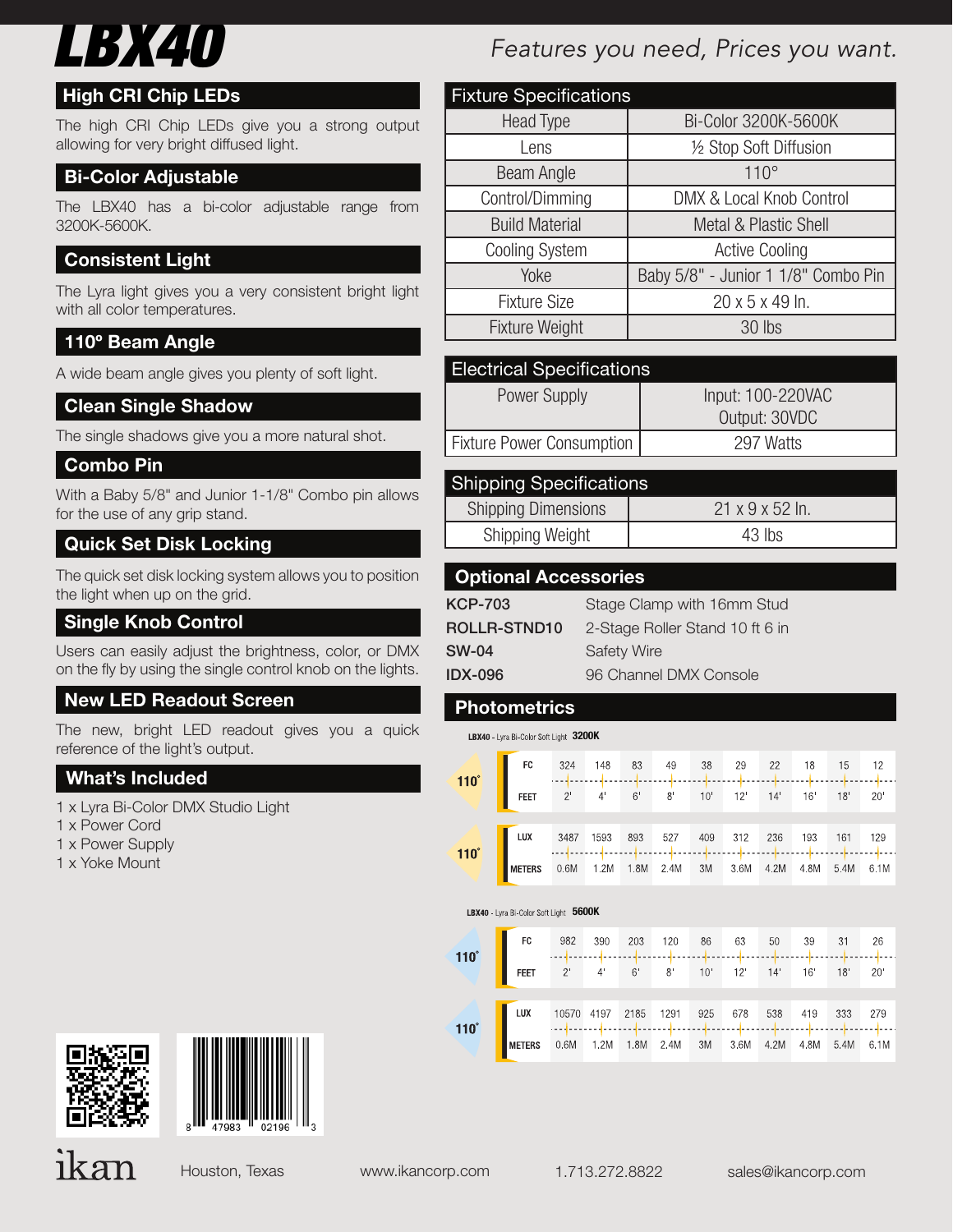# LBX40

*Features you need, Prices you want.*

## High CRI Chip LEDs

The high CRI Chip LEDs give you a strong output allowing for very bright diffused light.

## Bi-Color Adjustable

The LBX40 has a bi-color adjustable range from 3200K-5600K.

## Consistent Light

The Lyra light gives you a very consistent bright light with all color temperatures.

## 110º Beam Angle

A wide beam angle gives you plenty of soft light.

## Clean Single Shadow

The single shadows give you a more natural shot.

## Combo Pin

With a Baby 5/8" and Junior 1-1/8" Combo pin allows for the use of any grip stand.

## Quick Set Disk Locking

The quick set disk locking system allows you to position the light when up on the grid.

## Single Knob Control

Users can easily adjust the brightness, color, or DMX on the fly by using the single control knob on the lights.

## New LED Readout Screen

The new, bright LED readout gives you a quick reference of the light's output.

## What's Included

1 x Lyra Bi-Color DMX Studio Light
1 x Power Cord
1 x Power Supply
1 x Yoke Mount

| Fixture Specifications | |
|---|---|
| Head Type | Bi-Color 3200K-5600K |
| Lens | ½ Stop Soft Diffusion |
| Beam Angle | 110° |
| Control/Dimming | DMX & Local Knob Control |
| Build Material | Metal & Plastic Shell |
| Cooling System | Active Cooling |
| Yoke | Baby 5/8" - Junior 1 1/8" Combo Pin |
| Fixture Size | 20 x 5 x 49 In. |
| Fixture Weight | 30 lbs |

| Electrical Specifications | |
|---|---|
| Power Supply | Input: 100-220VAC<br>Output: 30VDC |
| Fixture Power Consumption | 297 Watts |

| Shipping Specifications | |
|---|---|
| Shipping Dimensions | 21 x 9 x 52 In. |
| Shipping Weight | 43 lbs |

## Optional Accessories

| | |
|---|---|
| **KCP-703** | Stage Clamp with 16mm Stud |
| **ROLLR-STND10** | 2-Stage Roller Stand 10 ft 6 in |
| **SW-04** | Safety Wire |
| **IDX-096** | 96 Channel DMX Console |

## Photometrics

LBX40 - Lyra Bi-Color Soft Light **3200K**

110°

FC: 324, 148, 83, 49, 38, 29, 22, 18, 15, 12
FEET: 2', 4', 6', 8', 10', 12', 14', 16', 18', 20'

110°

LUX: 3487, 1593, 893, 527, 409, 312, 236, 193, 161, 129
METERS: 0.6M, 1.2M, 1.8M, 2.4M, 3M, 3.6M, 4.2M, 4.8M, 5.4M, 6.1M

LBX40 - Lyra Bi-Color Soft Light **5600K**

110°

FC: 982, 390, 203, 120, 86, 63, 50, 39, 31, 26
FEET: 2', 4', 6', 8', 10', 12', 14', 16', 18', 20'

110°

LUX: 10570, 4197, 2185, 1291, 925, 678, 538, 419, 333, 279
METERS: 0.6M, 1.2M, 1.8M, 2.4M, 3M, 3.6M, 4.2M, 4.8M, 5.4M, 6.1M

8 47983 02196 3

ikan

Houston, Texas    www.ikancorp.com    1.713.272.8822    sales@ikancorp.com